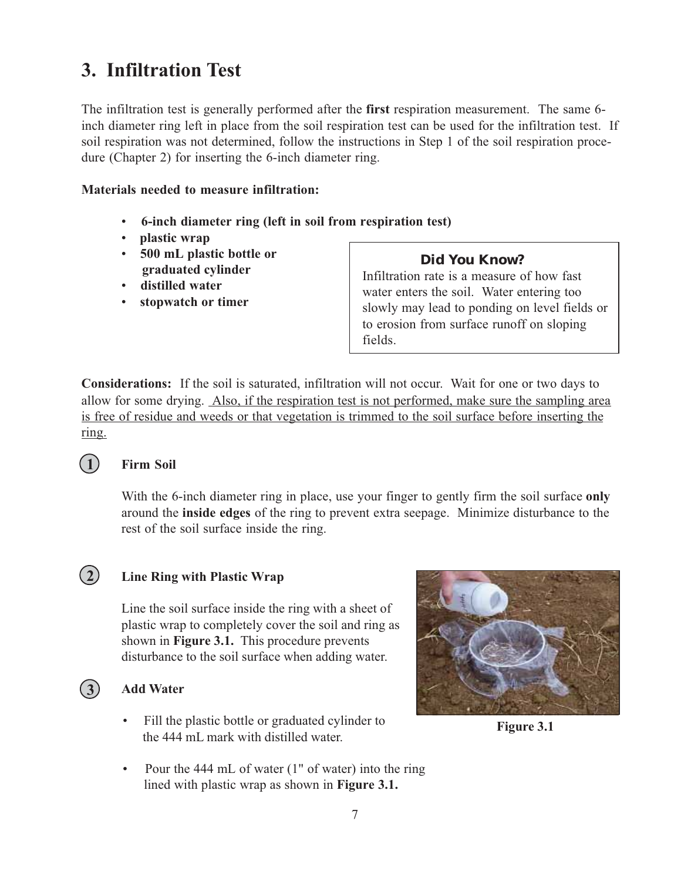# 3. Infiltration Test

The infiltration test is generally performed after the **first** respiration measurement. The same 6-inch diameter ring left in place from the soil respiration test can be used for the infiltration test. If soil respiration was not determined, follow the instructions in Step 1 of the soil respiration procedure (Chapter 2) for inserting the 6-inch diameter ring.

**Materials needed to measure infiltration:**

- **6-inch diameter ring (left in soil from respiration test)**
- **plastic wrap**
- **500 mL plastic bottle or graduated cylinder**
- **distilled water**
- **stopwatch or timer**

> **Did You Know?**
>
> Infiltration rate is a measure of how fast water enters the soil. Water entering too slowly may lead to ponding on level fields or to erosion from surface runoff on sloping fields.

**Considerations:** If the soil is saturated, infiltration will not occur. Wait for one or two days to allow for some drying. Also, if the respiration test is not performed, make sure the sampling area is free of residue and weeds or that vegetation is trimmed to the soil surface before inserting the ring.

**1 Firm Soil**

With the 6-inch diameter ring in place, use your finger to gently firm the soil surface **only** around the **inside edges** of the ring to prevent extra seepage. Minimize disturbance to the rest of the soil surface inside the ring.

**2 Line Ring with Plastic Wrap**

Line the soil surface inside the ring with a sheet of plastic wrap to completely cover the soil and ring as shown in **Figure 3.1.** This procedure prevents disturbance to the soil surface when adding water.

**3 Add Water**

- Fill the plastic bottle or graduated cylinder to the 444 mL mark with distilled water.
- Pour the 444 mL of water (1" of water) into the ring lined with plastic wrap as shown in **Figure 3.1.**

**Figure 3.1**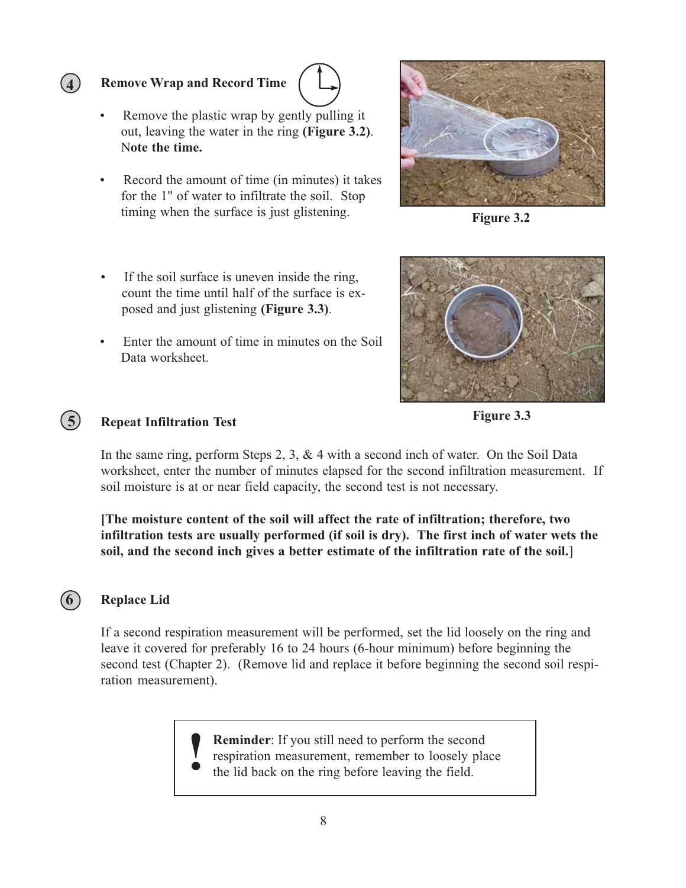## 4 Remove Wrap and Record Time

- Remove the plastic wrap by gently pulling it out, leaving the water in the ring **(Figure 3.2)**. N**ote the time.**
- Record the amount of time (in minutes) it takes for the 1" of water to infiltrate the soil. Stop timing when the surface is just glistening.

Figure 3.2

- If the soil surface is uneven inside the ring, count the time until half of the surface is exposed and just glistening **(Figure 3.3)**.
- Enter the amount of time in minutes on the Soil Data worksheet.

Figure 3.3

## 5 Repeat Infiltration Test

In the same ring, perform Steps 2, 3, & 4 with a second inch of water. On the Soil Data worksheet, enter the number of minutes elapsed for the second infiltration measurement. If soil moisture is at or near field capacity, the second test is not necessary.

**[The moisture content of the soil will affect the rate of infiltration; therefore, two infiltration tests are usually performed (if soil is dry). The first inch of water wets the soil, and the second inch gives a better estimate of the infiltration rate of the soil.**]

## 6 Replace Lid

If a second respiration measurement will be performed, set the lid loosely on the ring and leave it covered for preferably 16 to 24 hours (6-hour minimum) before beginning the second test (Chapter 2). (Remove lid and replace it before beginning the second soil respiration measurement).

> **!** **Reminder**: If you still need to perform the second respiration measurement, remember to loosely place the lid back on the ring before leaving the field.